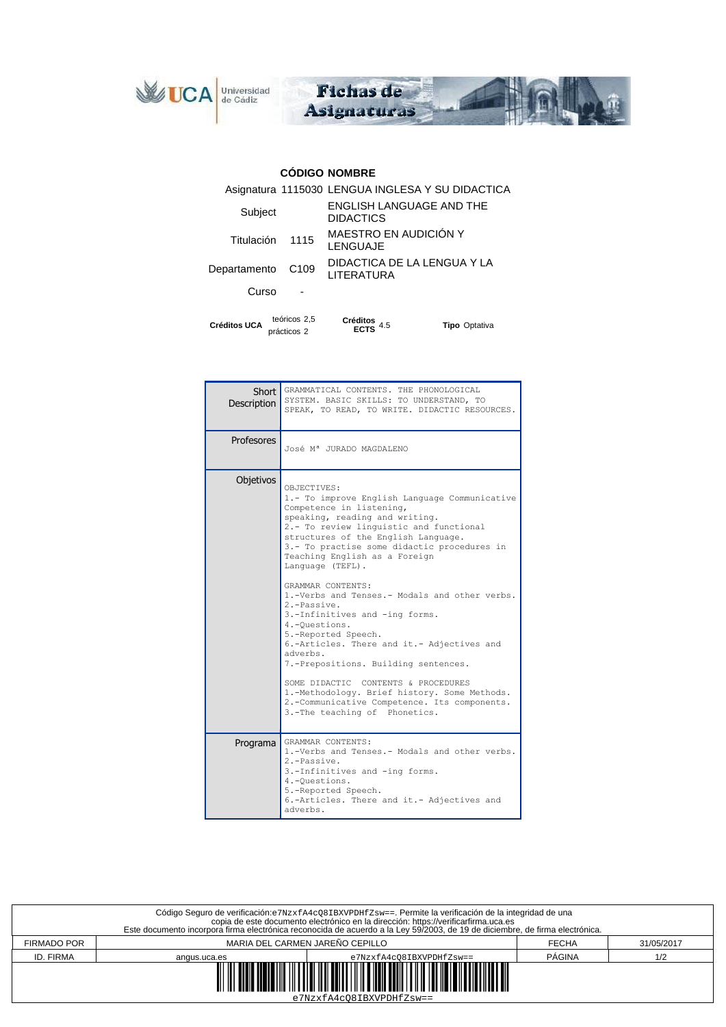| | CÓDIGO | NOMBRE |
|---|---|---|
| Asignatura | 1115030 | LENGUA INGLESA Y SU DIDACTICA |
| Subject | | ENGLISH LANGUAGE AND THE DIDACTICS |
| Titulación | 1115 | MAESTRO EN AUDICIÓN Y LENGUAJE |
| Departamento | C109 | DIDACTICA DE LA LENGUA Y LA LITERATURA |
| Curso | - | |

**Créditos UCA** teóricos 2,5 prácticos 2 **Créditos ECTS** 4.5 **Tipo** Optativa

| | |
|---|---|
| **Short Description** | GRAMMATICAL CONTENTS. THE PHONOLOGICAL SYSTEM. BASIC SKILLS: TO UNDERSTAND, TO SPEAK, TO READ, TO WRITE. DIDACTIC RESOURCES. |
| **Profesores** | José Mª JURADO MAGDALENO |
| **Objetivos** | OBJECTIVES:<br>1.- To improve English Language Communicative Competence in listening,<br>speaking, reading and writing.<br>2.- To review linguistic and functional structures of the English Language.<br>3.- To practise some didactic procedures in Teaching English as a Foreign Language (TEFL).<br><br>GRAMMAR CONTENTS:<br>1.-Verbs and Tenses.- Modals and other verbs.<br>2.-Passive.<br>3.-Infinitives and -ing forms.<br>4.-Questions.<br>5.-Reported Speech.<br>6.-Articles. There and it.- Adjectives and adverbs.<br>7.-Prepositions. Building sentences.<br><br>SOME DIDACTIC CONTENTS & PROCEDURES<br>1.-Methodology. Brief history. Some Methods.<br>2.-Communicative Competence. Its components.<br>3.-The teaching of Phonetics. |
| **Programa** | GRAMMAR CONTENTS:<br>1.-Verbs and Tenses.- Modals and other verbs.<br>2.-Passive.<br>3.-Infinitives and -ing forms.<br>4.-Questions.<br>5.-Reported Speech.<br>6.-Articles. There and it.- Adjectives and adverbs. |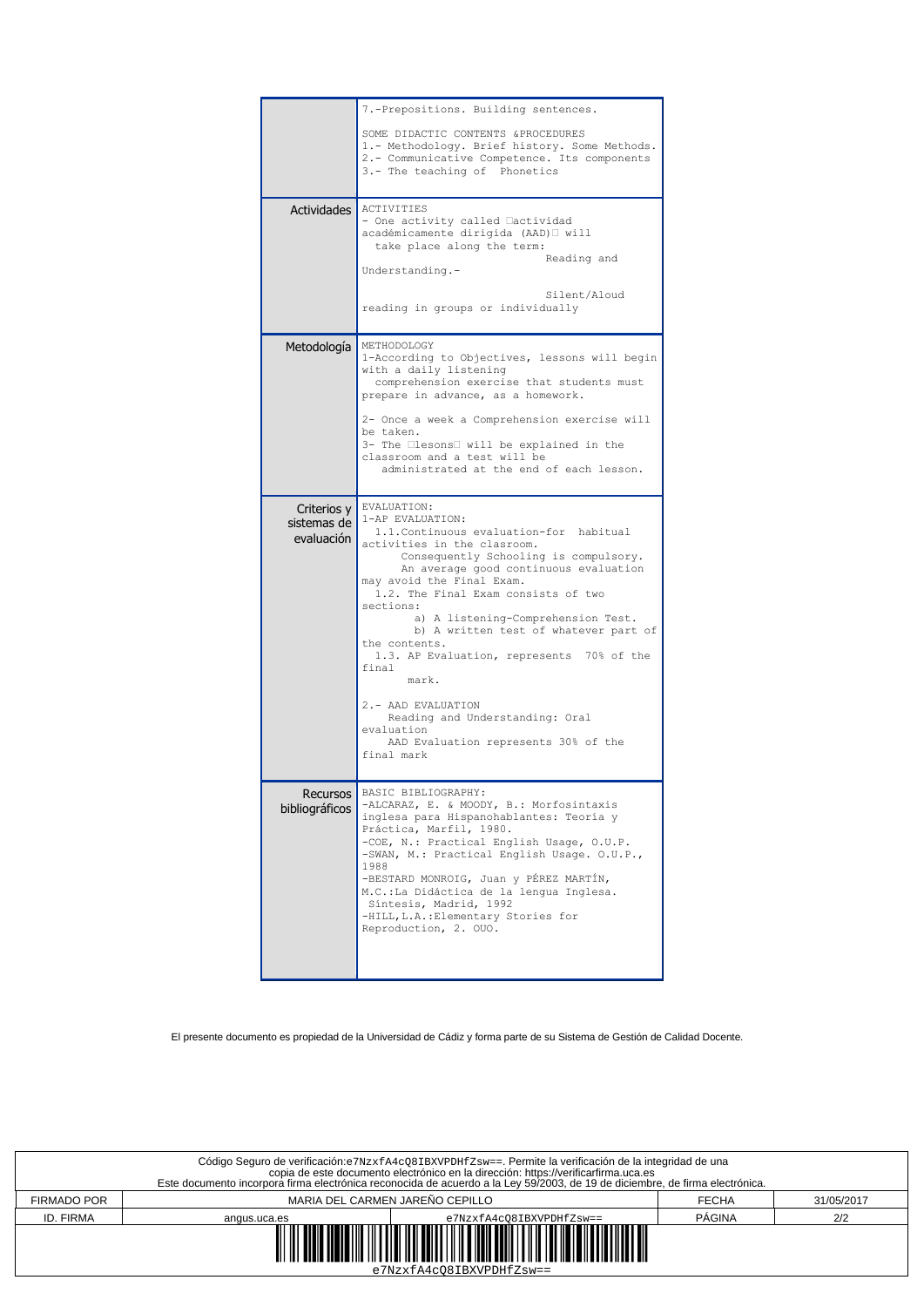| | |
|---|---|
| | 7.-Prepositions. Building sentences.<br><br>SOME DIDACTIC CONTENTS &PROCEDURES<br>1.- Methodology. Brief history. Some Methods.<br>2.- Communicative Competence. Its components<br>3.- The teaching of Phonetics |
| Actividades | ACTIVITIES<br>- One activity called actividad académicamente dirigida (AAD) will take place along the term:<br>Reading and Understanding.-<br><br>Silent/Aloud reading in groups or individually |
| Metodología | METHODOLOGY<br>1-According to Objectives, lessons will begin with a daily listening comprehension exercise that students must prepare in advance, as a homework.<br><br>2- Once a week a Comprehension exercise will be taken.<br>3- The lesons will be explained in the classroom and a test will be administrated at the end of each lesson. |
| Criterios y sistemas de evaluación | EVALUATION:<br>1-AP EVALUATION:<br>1.1.Continuous evaluation-for habitual activities in the clasroom.<br>Consequently Schooling is compulsory.<br>An average good continuous evaluation may avoid the Final Exam.<br>1.2. The Final Exam consists of two sections:<br>a) A listening-Comprehension Test.<br>b) A written test of whatever part of the contents.<br>1.3. AP Evaluation, represents 70% of the final mark.<br><br>2.- AAD EVALUATION<br>Reading and Understanding: Oral evaluation<br>AAD Evaluation represents 30% of the final mark |
| Recursos bibliográficos | BASIC BIBLIOGRAPHY:<br>-ALCARAZ, E. & MOODY, B.: Morfosintaxis inglesa para Hispanohablantes: Teoría y Práctica, Marfil, 1980.<br>-COE, N.: Practical English Usage, O.U.P.<br>-SWAN, M.: Practical English Usage. O.U.P., 1988<br>-BESTARD MONROIG, Juan y PÉREZ MARTÍN, M.C.:La Didáctica de la lengua Inglesa. Síntesis, Madrid, 1992<br>-HILL,L.A.:Elementary Stories for Reproduction, 2. OUO. |

El presente documento es propiedad de la Universidad de Cádiz y forma parte de su Sistema de Gestión de Calidad Docente.

| Código Seguro de verificación:e7NzxfA4cQ8IBXVPDHfZsw==. Permite la verificación de la integridad de una copia de este documento electrónico en la dirección: https://verificarfirma.uca.es<br>Este documento incorpora firma electrónica reconocida de acuerdo a la Ley 59/2003, de 19 de diciembre, de firma electrónica. | | | | |
|---|---|---|---|---|
| FIRMADO POR | MARIA DEL CARMEN JAREÑO CEPILLO | | FECHA | 31/05/2017 |
| ID. FIRMA | angus.uca.es | e7NzxfA4cQ8IBXVPDHfZsw== | PÁGINA | 2/2 |
| e7NzxfA4cQ8IBXVPDHfZsw== | | | | |